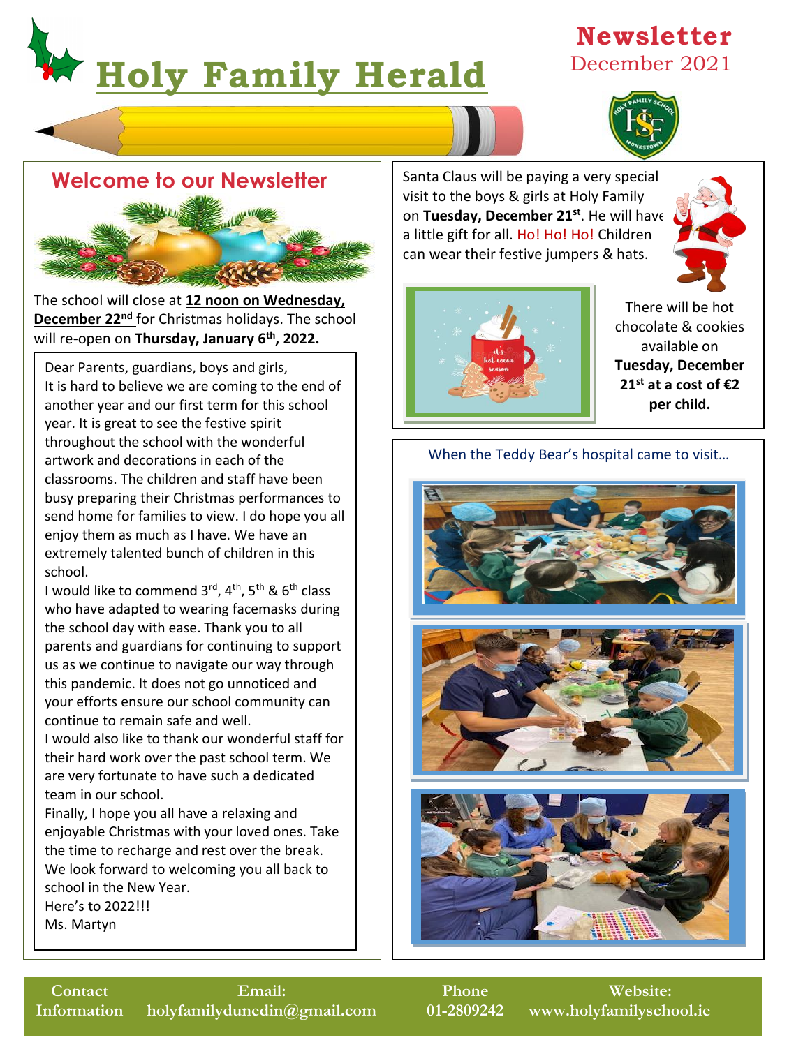# Holy Family Herald

**Newsletter**
December 2021

## Welcome to our Newsletter

The school will close at **12 noon on Wednesday, December 22nd** for Christmas holidays. The school will re-open on **Thursday, January 6th, 2022.**

Dear Parents, guardians, boys and girls,
It is hard to believe we are coming to the end of another year and our first term for this school year. It is great to see the festive spirit throughout the school with the wonderful artwork and decorations in each of the classrooms. The children and staff have been busy preparing their Christmas performances to send home for families to view. I do hope you all enjoy them as much as I have. We have an extremely talented bunch of children in this school.
I would like to commend 3rd, 4th, 5th & 6th class who have adapted to wearing facemasks during the school day with ease. Thank you to all parents and guardians for continuing to support us as we continue to navigate our way through this pandemic. It does not go unnoticed and your efforts ensure our school community can continue to remain safe and well.
I would also like to thank our wonderful staff for their hard work over the past school term. We are very fortunate to have such a dedicated team in our school.
Finally, I hope you all have a relaxing and enjoyable Christmas with your loved ones. Take the time to recharge and rest over the break. We look forward to welcoming you all back to school in the New Year.
Here's to 2022!!!
Ms. Martyn

Santa Claus will be paying a very special visit to the boys & girls at Holy Family on **Tuesday, December 21st**. He will have a little gift for all. Ho! Ho! Ho! Children can wear their festive jumpers & hats.

There will be hot chocolate & cookies available on **Tuesday, December 21st at a cost of €2 per child.**

When the Teddy Bear's hospital came to visit…

| Contact Information | Email: holyfamilydunedin@gmail.com | Phone 01-2809242 | Website: www.holyfamilyschool.ie |
|---|---|---|---|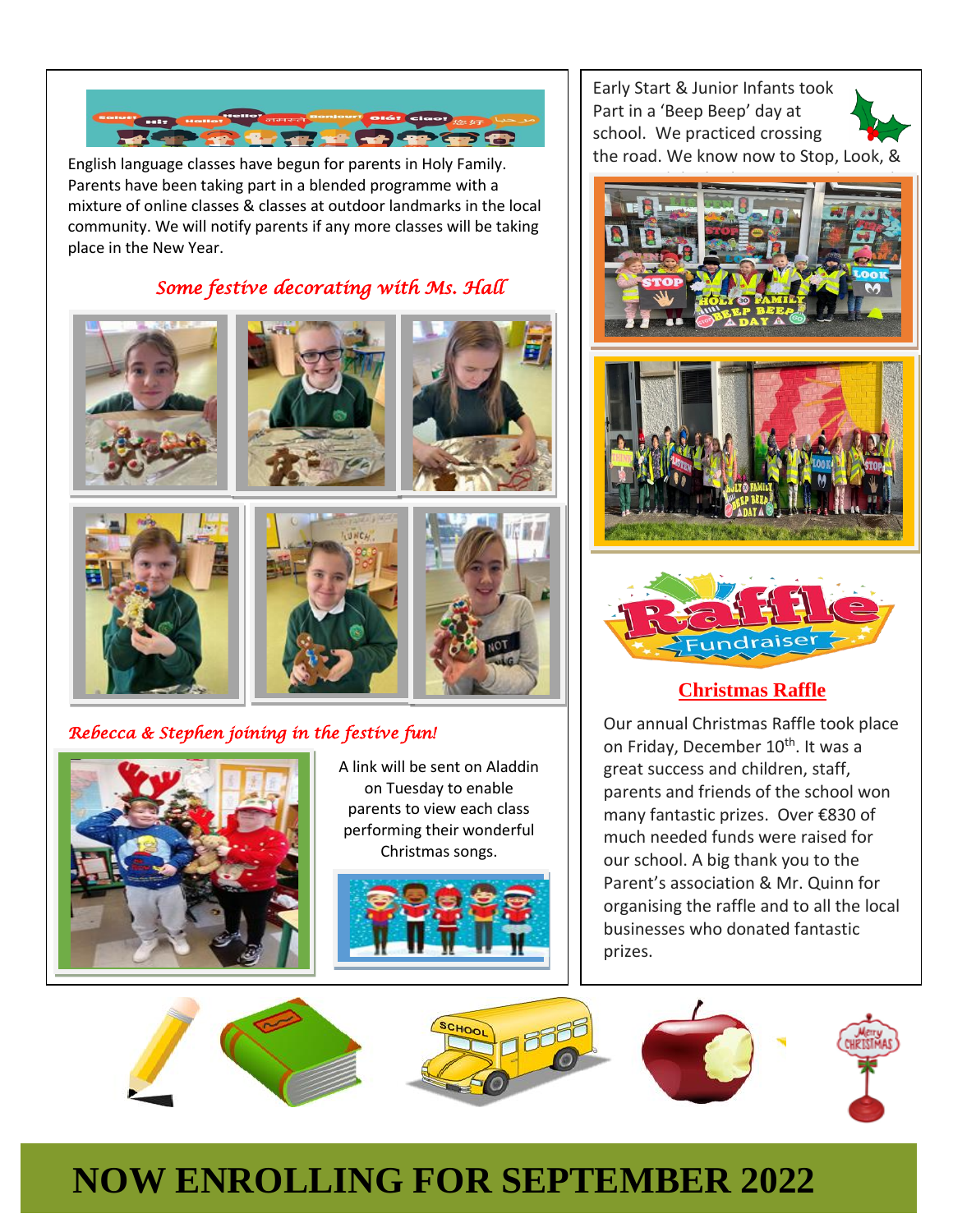English language classes have begun for parents in Holy Family. Parents have been taking part in a blended programme with a mixture of online classes & classes at outdoor landmarks in the local community. We will notify parents if any more classes will be taking place in the New Year.

*Some festive decorating with Ms. Hall*

*Rebecca & Stephen joining in the festive fun!*

A link will be sent on Aladdin on Tuesday to enable parents to view each class performing their wonderful Christmas songs.

Early Start & Junior Infants took Part in a 'Beep Beep' day at school. We practiced crossing the road. We know now to Stop, Look, &

## Christmas Raffle

Our annual Christmas Raffle took place on Friday, December 10th. It was a great success and children, staff, parents and friends of the school won many fantastic prizes. Over €830 of much needed funds were raised for our school. A big thank you to the Parent's association & Mr. Quinn for organising the raffle and to all the local businesses who donated fantastic prizes.

# NOW ENROLLING FOR SEPTEMBER 2022